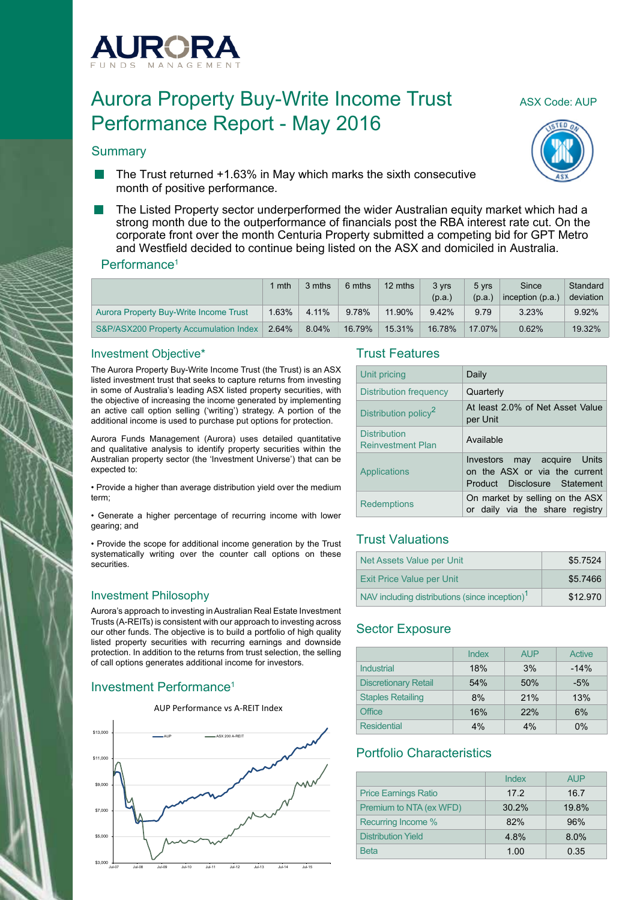# AURORA
FUNDS MANAGEMENT

# Aurora Property Buy-Write Income Trust Performance Report - May 2016

ASX Code: AUP

## Summary

- The Trust returned +1.63% in May which marks the sixth consecutive month of positive performance.
- The Listed Property sector underperformed the wider Australian equity market which had a strong month due to the outperformance of financials post the RBA interest rate cut. On the corporate front over the month Centuria Property submitted a competing bid for GPT Metro and Westfield decided to continue being listed on the ASX and domiciled in Australia.

## Performance[1]

| | 1 mth | 3 mths | 6 mths | 12 mths | 3 yrs (p.a.) | 5 yrs (p.a.) | Since inception (p.a.) | Standard deviation |
|---|---|---|---|---|---|---|---|---|
| Aurora Property Buy-Write Income Trust | 1.63% | 4.11% | 9.78% | 11.90% | 9.42% | 9.79 | 3.23% | 9.92% |
| S&P/ASX200 Property Accumulation Index | 2.64% | 8.04% | 16.79% | 15.31% | 16.78% | 17.07% | 0.62% | 19.32% |

## Investment Objective*

The Aurora Property Buy-Write Income Trust (the Trust) is an ASX listed investment trust that seeks to capture returns from investing in some of Australia's leading ASX listed property securities, with the objective of increasing the income generated by implementing an active call option selling ('writing') strategy. A portion of the additional income is used to purchase put options for protection.

Aurora Funds Management (Aurora) uses detailed quantitative and qualitative analysis to identify property securities within the Australian property sector (the 'Investment Universe') that can be expected to:

- Provide a higher than average distribution yield over the medium term;
- Generate a higher percentage of recurring income with lower gearing; and
- Provide the scope for additional income generation by the Trust systematically writing over the counter call options on these securities.

## Investment Philosophy

Aurora's approach to investing in Australian Real Estate Investment Trusts (A-REITs) is consistent with our approach to investing across our other funds. The objective is to build a portfolio of high quality listed property securities with recurring earnings and downside protection. In addition to the returns from trust selection, the selling of call options generates additional income for investors.

## Investment Performance[1]

AUP Performance vs A-REIT Index

## Trust Features

| | |
|---|---|
| Unit pricing | Daily |
| Distribution frequency | Quarterly |
| Distribution policy[2] | At least 2.0% of Net Asset Value per Unit |
| Distribution Reinvestment Plan | Available |
| Applications | Investors may acquire Units on the ASX or via the current Product Disclosure Statement |
| Redemptions | On market by selling on the ASX or daily via the share registry |

## Trust Valuations

| | |
|---|---|
| Net Assets Value per Unit | $5.7524 |
| Exit Price Value per Unit | $5.7466 |
| NAV including distributions (since inception)[1] | $12.970 |

## Sector Exposure

| | Index | AUP | Active |
|---|---|---|---|
| Industrial | 18% | 3% | -14% |
| Discretionary Retail | 54% | 50% | -5% |
| Staples Retailing | 8% | 21% | 13% |
| Office | 16% | 22% | 6% |
| Residential | 4% | 4% | 0% |

## Portfolio Characteristics

| | Index | AUP |
|---|---|---|
| Price Earnings Ratio | 17.2 | 16.7 |
| Premium to NTA (ex WFD) | 30.2% | 19.8% |
| Recurring Income % | 82% | 96% |
| Distribution Yield | 4.8% | 8.0% |
| Beta | 1.00 | 0.35 |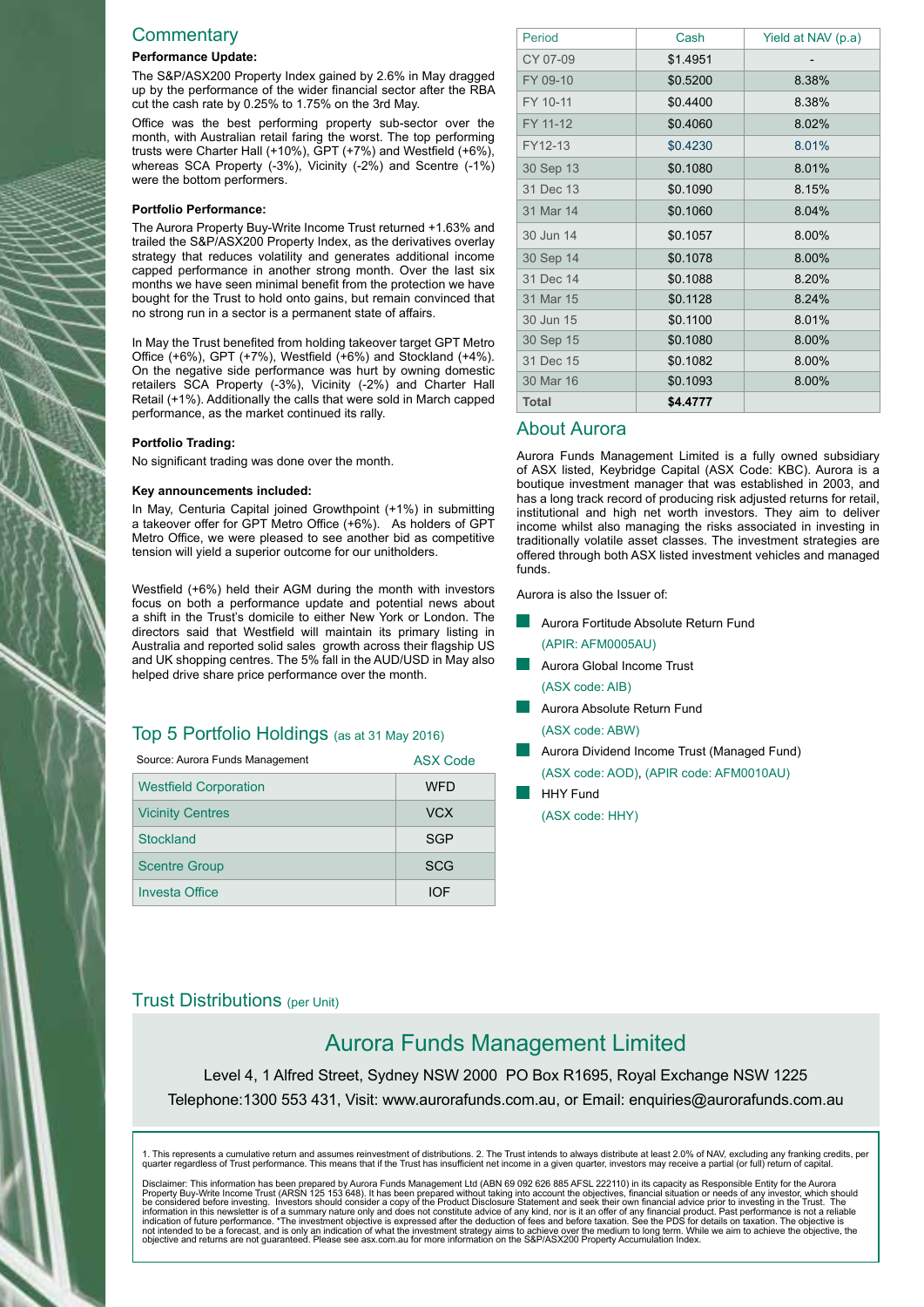## Commentary

**Performance Update:**

The S&P/ASX200 Property Index gained by 2.6% in May dragged up by the performance of the wider financial sector after the RBA cut the cash rate by 0.25% to 1.75% on the 3rd May.

Office was the best performing property sub-sector over the month, with Australian retail faring the worst. The top performing trusts were Charter Hall (+10%), GPT (+7%) and Westfield (+6%), whereas SCA Property (-3%), Vicinity (-2%) and Scentre (-1%) were the bottom performers.

**Portfolio Performance:**

The Aurora Property Buy-Write Income Trust returned +1.63% and trailed the S&P/ASX200 Property Index, as the derivatives overlay strategy that reduces volatility and generates additional income capped performance in another strong month. Over the last six months we have seen minimal benefit from the protection we have bought for the Trust to hold onto gains, but remain convinced that no strong run in a sector is a permanent state of affairs.

In May the Trust benefited from holding takeover target GPT Metro Office (+6%), GPT (+7%), Westfield (+6%) and Stockland (+4%). On the negative side performance was hurt by owning domestic retailers SCA Property (-3%), Vicinity (-2%) and Charter Hall Retail (+1%). Additionally the calls that were sold in March capped performance, as the market continued its rally.

**Portfolio Trading:**

No significant trading was done over the month.

**Key announcements included:**

In May, Centuria Capital joined Growthpoint (+1%) in submitting a takeover offer for GPT Metro Office (+6%). As holders of GPT Metro Office, we were pleased to see another bid as competitive tension will yield a superior outcome for our unitholders.

Westfield (+6%) held their AGM during the month with investors focus on both a performance update and potential news about a shift in the Trust's domicile to either New York or London. The directors said that Westfield will maintain its primary listing in Australia and reported solid sales growth across their flagship US and UK shopping centres. The 5% fall in the AUD/USD in May also helped drive share price performance over the month.

## Top 5 Portfolio Holdings (as at 31 May 2016)

| Source: Aurora Funds Management | ASX Code |
|---|---|
| Westfield Corporation | WFD |
| Vicinity Centres | VCX |
| Stockland | SGP |
| Scentre Group | SCG |
| Investa Office | IOF |

## Trust Distributions (per Unit)

| Period | Cash | Yield at NAV (p.a) |
|---|---|---|
| CY 07-09 | $1.4951 | - |
| FY 09-10 | $0.5200 | 8.38% |
| FY 10-11 | $0.4400 | 8.38% |
| FY 11-12 | $0.4060 | 8.02% |
| FY12-13 | $0.4230 | 8.01% |
| 30 Sep 13 | $0.1080 | 8.01% |
| 31 Dec 13 | $0.1090 | 8.15% |
| 31 Mar 14 | $0.1060 | 8.04% |
| 30 Jun 14 | $0.1057 | 8.00% |
| 30 Sep 14 | $0.1078 | 8.00% |
| 31 Dec 14 | $0.1088 | 8.20% |
| 31 Mar 15 | $0.1128 | 8.24% |
| 30 Jun 15 | $0.1100 | 8.01% |
| 30 Sep 15 | $0.1080 | 8.00% |
| 31 Dec 15 | $0.1082 | 8.00% |
| 30 Mar 16 | $0.1093 | 8.00% |
| **Total** | **$4.4777** | |

## About Aurora

Aurora Funds Management Limited is a fully owned subsidiary of ASX listed, Keybridge Capital (ASX Code: KBC). Aurora is a boutique investment manager that was established in 2003, and has a long track record of producing risk adjusted returns for retail, institutional and high net worth investors. They aim to deliver income whilst also managing the risks associated in investing in traditionally volatile asset classes. The investment strategies are offered through both ASX listed investment vehicles and managed funds.

Aurora is also the Issuer of:

- Aurora Fortitude Absolute Return Fund (APIR: AFM0005AU)
- Aurora Global Income Trust (ASX code: AIB)
- Aurora Absolute Return Fund (ASX code: ABW)
- Aurora Dividend Income Trust (Managed Fund) (ASX code: AOD), (APIR code: AFM0010AU)
- HHY Fund (ASX code: HHY)

## Aurora Funds Management Limited

Level 4, 1 Alfred Street, Sydney NSW 2000 PO Box R1695, Royal Exchange NSW 1225

Telephone:1300 553 431, Visit: www.aurorafunds.com.au, or Email: enquiries@aurorafunds.com.au

1. This represents a cumulative return and assumes reinvestment of distributions. 2. The Trust intends to always distribute at least 2.0% of NAV, excluding any franking credits, per quarter regardless of Trust performance. This means that if the Trust has insufficient net income in a given quarter, investors may receive a partial (or full) return of capital.

Disclaimer: This information has been prepared by Aurora Funds Management Ltd (ABN 69 092 626 885 AFSL 222110) in its capacity as Responsible Entity for the Aurora Property Buy-Write Income Trust (ARSN 125 153 648). It has been prepared without taking into account the objectives, financial situation or needs of any investor, which should be considered before investing. Investors should consider a copy of the Product Disclosure Statement and seek their own financial advice prior to investing in the Trust. The information in this newsletter is of a summary nature only and does not constitute advice of any kind, nor is it an offer of any financial product. Past performance is not a reliable indication of future performance. *The investment objective is expressed after the deduction of fees and before taxation. See the PDS for details on taxation. The objective is not intended to be a forecast, and is only an indication of what the investment strategy aims to achieve over the medium to long term. While we aim to achieve the objective, the objective and returns are not guaranteed. Please see asx.com.au for more information on the S&P/ASX200 Property Accumulation Index.